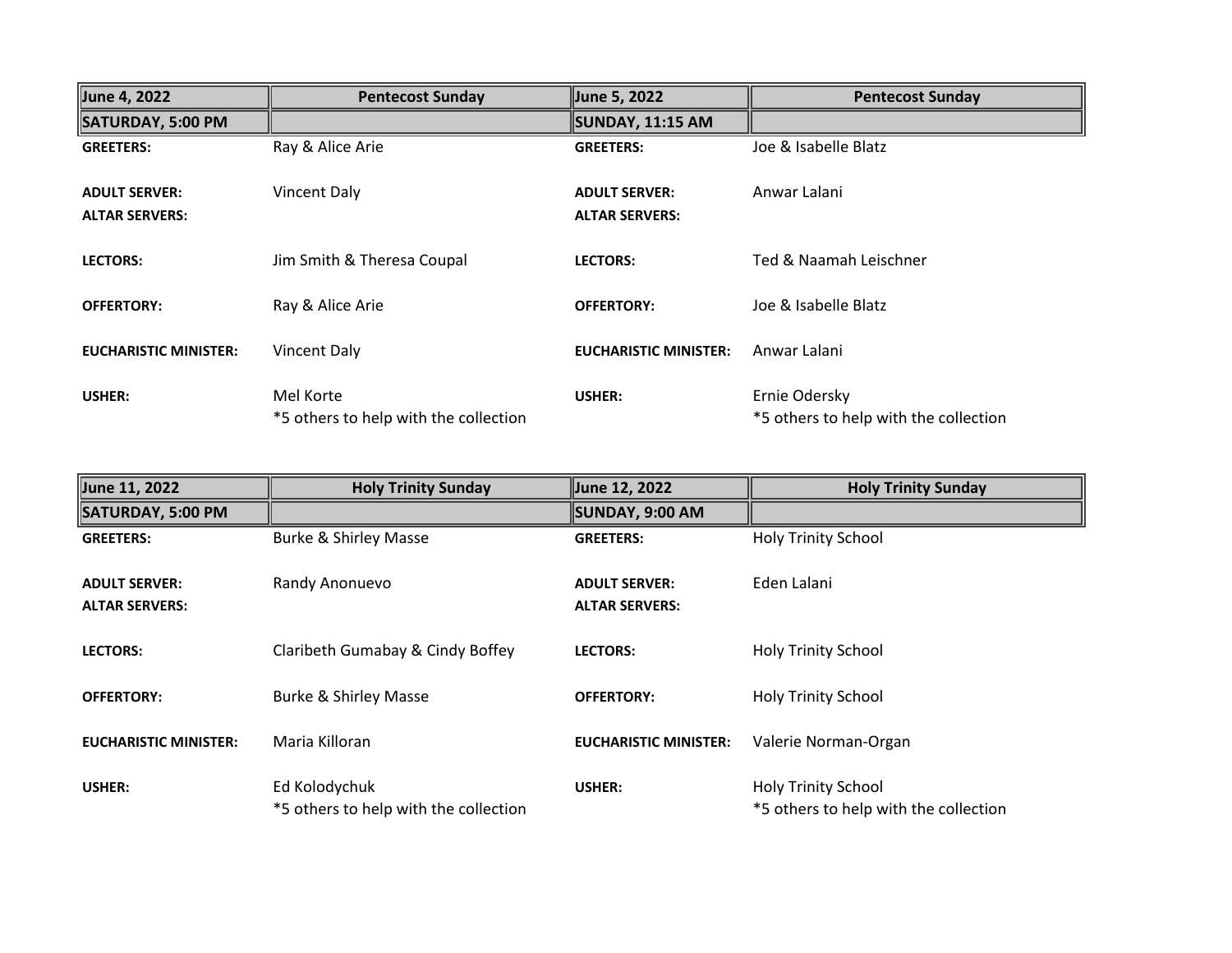| June 4, 2022 | Pentecost Sunday | June 5, 2022 | Pentecost Sunday |
|---|---|---|---|
| **SATURDAY, 5:00 PM** | | **SUNDAY, 11:15 AM** | |
| **GREETERS:** | Ray & Alice Arie | **GREETERS:** | Joe & Isabelle Blatz |
| **ADULT SERVER:** | Vincent Daly | **ADULT SERVER:** | Anwar Lalani |
| **ALTAR SERVERS:** | | **ALTAR SERVERS:** | |
| **LECTORS:** | Jim Smith & Theresa Coupal | **LECTORS:** | Ted & Naamah Leischner |
| **OFFERTORY:** | Ray & Alice Arie | **OFFERTORY:** | Joe & Isabelle Blatz |
| **EUCHARISTIC MINISTER:** | Vincent Daly | **EUCHARISTIC MINISTER:** | Anwar Lalani |
| **USHER:** | Mel Korte<br>*5 others to help with the collection | **USHER:** | Ernie Odersky<br>*5 others to help with the collection |

| June 11, 2022 | Holy Trinity Sunday | June 12, 2022 | Holy Trinity Sunday |
|---|---|---|---|
| **SATURDAY, 5:00 PM** | | **SUNDAY, 9:00 AM** | |
| **GREETERS:** | Burke & Shirley Masse | **GREETERS:** | Holy Trinity School |
| **ADULT SERVER:** | Randy Anonuevo | **ADULT SERVER:** | Eden Lalani |
| **ALTAR SERVERS:** | | **ALTAR SERVERS:** | |
| **LECTORS:** | Claribeth Gumabay & Cindy Boffey | **LECTORS:** | Holy Trinity School |
| **OFFERTORY:** | Burke & Shirley Masse | **OFFERTORY:** | Holy Trinity School |
| **EUCHARISTIC MINISTER:** | Maria Killoran | **EUCHARISTIC MINISTER:** | Valerie Norman-Organ |
| **USHER:** | Ed Kolodychuk<br>*5 others to help with the collection | **USHER:** | Holy Trinity School<br>*5 others to help with the collection |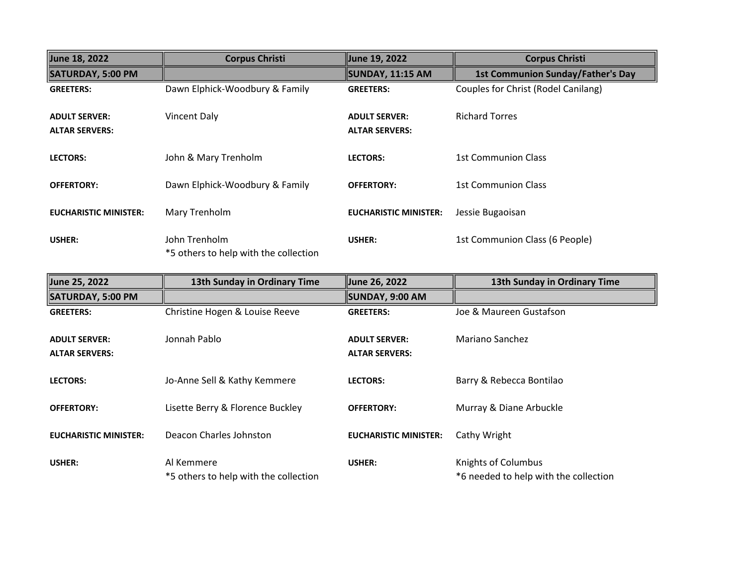| June 18, 2022 | Corpus Christi | June 19, 2022 | Corpus Christi |
|---|---|---|---|
| **SATURDAY, 5:00 PM** | | **SUNDAY, 11:15 AM** | **1st Communion Sunday/Father's Day** |
| **GREETERS:** | Dawn Elphick-Woodbury & Family | **GREETERS:** | Couples for Christ (Rodel Canilang) |
| **ADULT SERVER:** | Vincent Daly | **ADULT SERVER:** | Richard Torres |
| **ALTAR SERVERS:** | | **ALTAR SERVERS:** | |
| **LECTORS:** | John & Mary Trenholm | **LECTORS:** | 1st Communion Class |
| **OFFERTORY:** | Dawn Elphick-Woodbury & Family | **OFFERTORY:** | 1st Communion Class |
| **EUCHARISTIC MINISTER:** | Mary Trenholm | **EUCHARISTIC MINISTER:** | Jessie Bugaoisan |
| **USHER:** | John Trenholm<br>*5 others to help with the collection | **USHER:** | 1st Communion Class (6 People) |

| June 25, 2022 | 13th Sunday in Ordinary Time | June 26, 2022 | 13th Sunday in Ordinary Time |
|---|---|---|---|
| **SATURDAY, 5:00 PM** | | **SUNDAY, 9:00 AM** | |
| **GREETERS:** | Christine Hogen & Louise Reeve | **GREETERS:** | Joe & Maureen Gustafson |
| **ADULT SERVER:** | Jonnah Pablo | **ADULT SERVER:** | Mariano Sanchez |
| **ALTAR SERVERS:** | | **ALTAR SERVERS:** | |
| **LECTORS:** | Jo-Anne Sell & Kathy Kemmere | **LECTORS:** | Barry & Rebecca Bontilao |
| **OFFERTORY:** | Lisette Berry & Florence Buckley | **OFFERTORY:** | Murray & Diane Arbuckle |
| **EUCHARISTIC MINISTER:** | Deacon Charles Johnston | **EUCHARISTIC MINISTER:** | Cathy Wright |
| **USHER:** | Al Kemmere<br>*5 others to help with the collection | **USHER:** | Knights of Columbus<br>*6 needed to help with the collection |